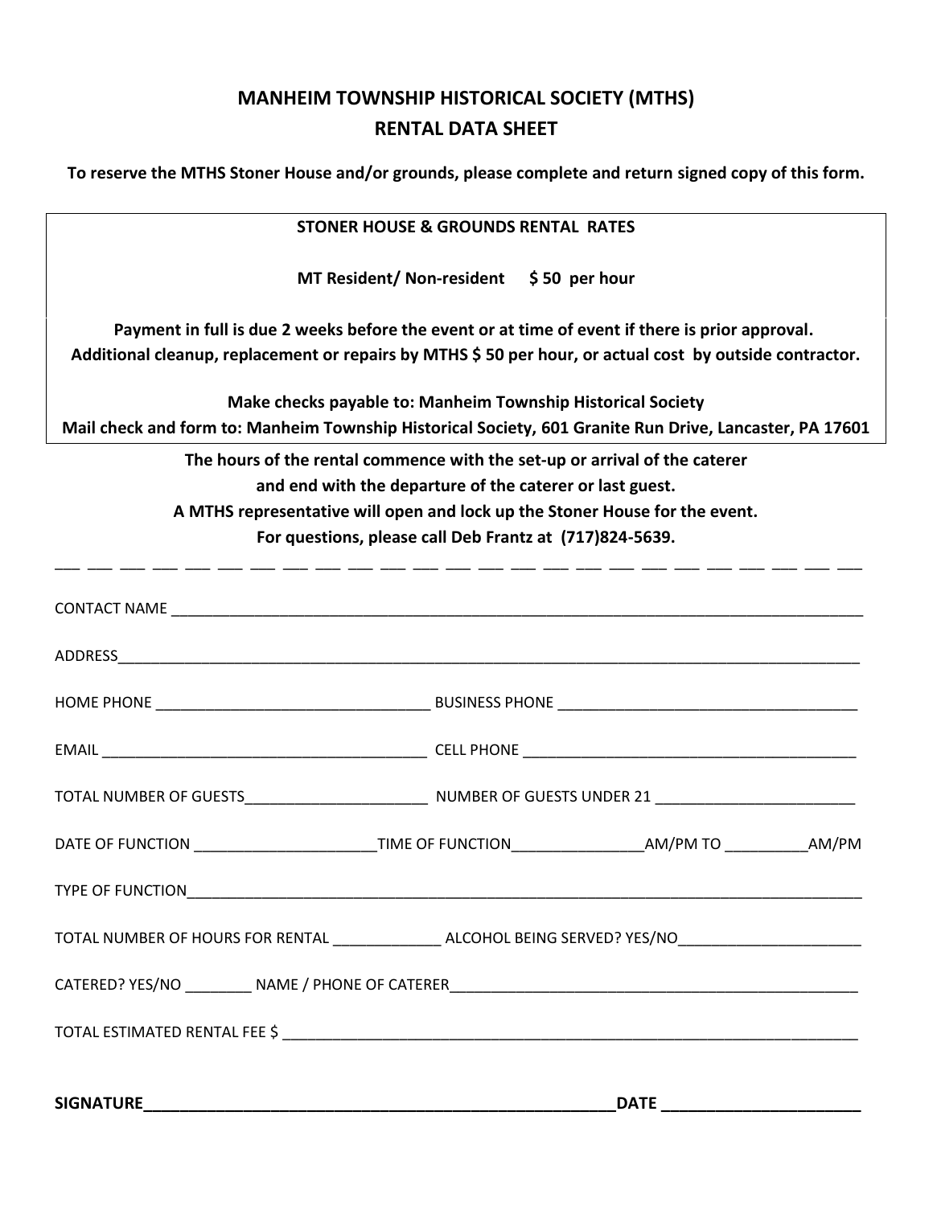# MANHEIM TOWNSHIP HISTORICAL SOCIETY (MTHS)
## RENTAL DATA SHEET

**To reserve the MTHS Stoner House and/or grounds, please complete and return signed copy of this form.**

**STONER HOUSE & GROUNDS RENTAL RATES**

**MT Resident/ Non-resident $ 50 per hour**

**Payment in full is due 2 weeks before the event or at time of event if there is prior approval.**
**Additional cleanup, replacement or repairs by MTHS $ 50 per hour, or actual cost by outside contractor.**

**Make checks payable to: Manheim Township Historical Society**
**Mail check and form to: Manheim Township Historical Society, 601 Granite Run Drive, Lancaster, PA 17601**

**The hours of the rental commence with the set-up or arrival of the caterer**
**and end with the departure of the caterer or last guest.**
**A MTHS representative will open and lock up the Stoner House for the event.**
**For questions, please call Deb Frantz at (717)824-5639.**

---

CONTACT NAME ____________________________________________

ADDRESS ____________________________________________

HOME PHONE ____________________ BUSINESS PHONE ____________________

EMAIL ____________________ CELL PHONE ____________________

TOTAL NUMBER OF GUESTS ____________ NUMBER OF GUESTS UNDER 21 ____________

DATE OF FUNCTION ____________ TIME OF FUNCTION ____________ AM/PM TO ________ AM/PM

TYPE OF FUNCTION ____________________________________________

TOTAL NUMBER OF HOURS FOR RENTAL ________ ALCOHOL BEING SERVED? YES/NO ____________

CATERED? YES/NO ________ NAME / PHONE OF CATERER ____________________________

TOTAL ESTIMATED RENTAL FEE $ ____________________________________________

**SIGNATURE ______________________________ DATE ____________**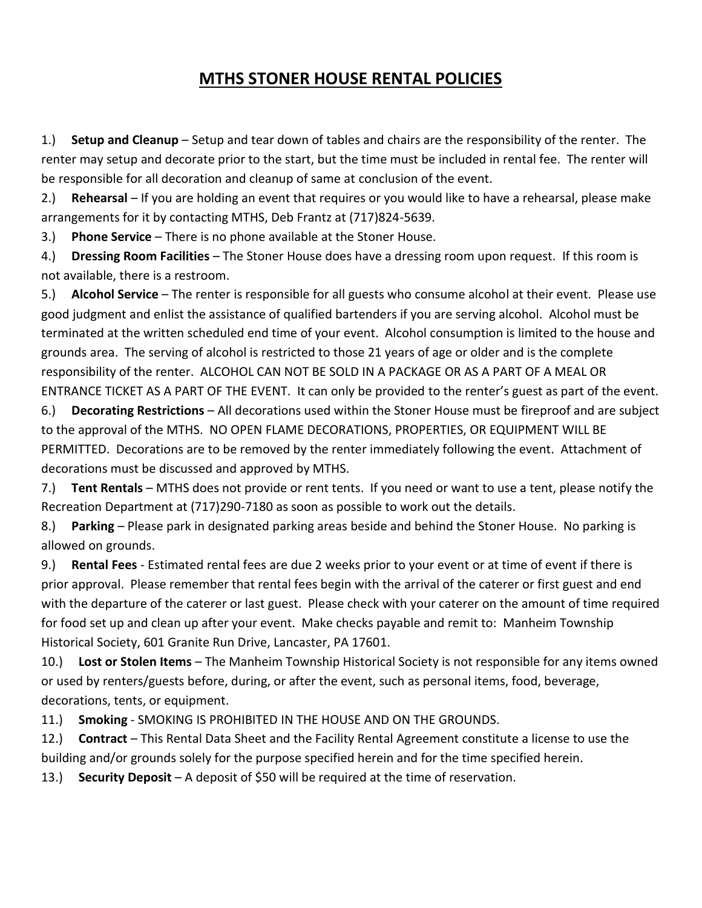# MTHS STONER HOUSE RENTAL POLICIES

1.) **Setup and Cleanup** – Setup and tear down of tables and chairs are the responsibility of the renter. The renter may setup and decorate prior to the start, but the time must be included in rental fee. The renter will be responsible for all decoration and cleanup of same at conclusion of the event.

2.) **Rehearsal** – If you are holding an event that requires or you would like to have a rehearsal, please make arrangements for it by contacting MTHS, Deb Frantz at (717)824-5639.

3.) **Phone Service** – There is no phone available at the Stoner House.

4.) **Dressing Room Facilities** – The Stoner House does have a dressing room upon request. If this room is not available, there is a restroom.

5.) **Alcohol Service** – The renter is responsible for all guests who consume alcohol at their event. Please use good judgment and enlist the assistance of qualified bartenders if you are serving alcohol. Alcohol must be terminated at the written scheduled end time of your event. Alcohol consumption is limited to the house and grounds area. The serving of alcohol is restricted to those 21 years of age or older and is the complete responsibility of the renter. ALCOHOL CAN NOT BE SOLD IN A PACKAGE OR AS A PART OF A MEAL OR ENTRANCE TICKET AS A PART OF THE EVENT. It can only be provided to the renter's guest as part of the event.

6.) **Decorating Restrictions** – All decorations used within the Stoner House must be fireproof and are subject to the approval of the MTHS. NO OPEN FLAME DECORATIONS, PROPERTIES, OR EQUIPMENT WILL BE PERMITTED. Decorations are to be removed by the renter immediately following the event. Attachment of decorations must be discussed and approved by MTHS.

7.) **Tent Rentals** – MTHS does not provide or rent tents. If you need or want to use a tent, please notify the Recreation Department at (717)290-7180 as soon as possible to work out the details.

8.) **Parking** – Please park in designated parking areas beside and behind the Stoner House. No parking is allowed on grounds.

9.) **Rental Fees** - Estimated rental fees are due 2 weeks prior to your event or at time of event if there is prior approval. Please remember that rental fees begin with the arrival of the caterer or first guest and end with the departure of the caterer or last guest. Please check with your caterer on the amount of time required for food set up and clean up after your event. Make checks payable and remit to: Manheim Township Historical Society, 601 Granite Run Drive, Lancaster, PA 17601.

10.) **Lost or Stolen Items** – The Manheim Township Historical Society is not responsible for any items owned or used by renters/guests before, during, or after the event, such as personal items, food, beverage, decorations, tents, or equipment.

11.) **Smoking** - SMOKING IS PROHIBITED IN THE HOUSE AND ON THE GROUNDS.

12.) **Contract** – This Rental Data Sheet and the Facility Rental Agreement constitute a license to use the building and/or grounds solely for the purpose specified herein and for the time specified herein.

13.) **Security Deposit** – A deposit of $50 will be required at the time of reservation.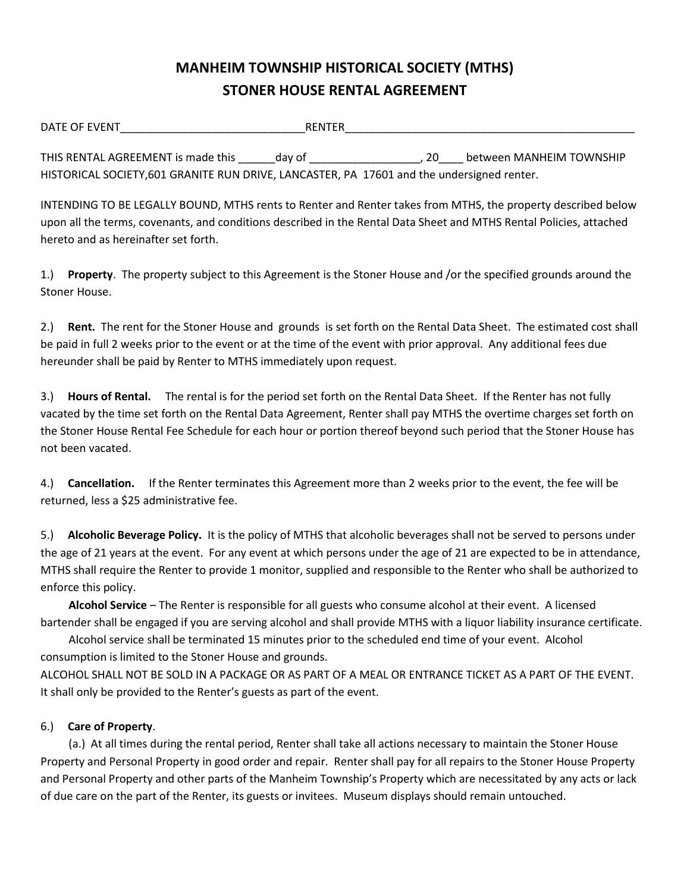# MANHEIM TOWNSHIP HISTORICAL SOCIETY (MTHS)
# STONER HOUSE RENTAL AGREEMENT

DATE OF EVENT______________________________RENTER_______________________________________________

THIS RENTAL AGREEMENT is made this ______day of __________________, 20____ between MANHEIM TOWNSHIP HISTORICAL SOCIETY,601 GRANITE RUN DRIVE, LANCASTER, PA 17601 and the undersigned renter.

INTENDING TO BE LEGALLY BOUND, MTHS rents to Renter and Renter takes from MTHS, the property described below upon all the terms, covenants, and conditions described in the Rental Data Sheet and MTHS Rental Policies, attached hereto and as hereinafter set forth.

1.) **Property**. The property subject to this Agreement is the Stoner House and /or the specified grounds around the Stoner House.

2.) **Rent.** The rent for the Stoner House and grounds is set forth on the Rental Data Sheet. The estimated cost shall be paid in full 2 weeks prior to the event or at the time of the event with prior approval. Any additional fees due hereunder shall be paid by Renter to MTHS immediately upon request.

3.) **Hours of Rental.** The rental is for the period set forth on the Rental Data Sheet. If the Renter has not fully vacated by the time set forth on the Rental Data Agreement, Renter shall pay MTHS the overtime charges set forth on the Stoner House Rental Fee Schedule for each hour or portion thereof beyond such period that the Stoner House has not been vacated.

4.) **Cancellation.** If the Renter terminates this Agreement more than 2 weeks prior to the event, the fee will be returned, less a $25 administrative fee.

5.) **Alcoholic Beverage Policy.** It is the policy of MTHS that alcoholic beverages shall not be served to persons under the age of 21 years at the event. For any event at which persons under the age of 21 are expected to be in attendance, MTHS shall require the Renter to provide 1 monitor, supplied and responsible to the Renter who shall be authorized to enforce this policy.

**Alcohol Service** – The Renter is responsible for all guests who consume alcohol at their event. A licensed bartender shall be engaged if you are serving alcohol and shall provide MTHS with a liquor liability insurance certificate.

Alcohol service shall be terminated 15 minutes prior to the scheduled end time of your event. Alcohol consumption is limited to the Stoner House and grounds.

ALCOHOL SHALL NOT BE SOLD IN A PACKAGE OR AS PART OF A MEAL OR ENTRANCE TICKET AS A PART OF THE EVENT. It shall only be provided to the Renter's guests as part of the event.

6.) **Care of Property**.

(a.) At all times during the rental period, Renter shall take all actions necessary to maintain the Stoner House Property and Personal Property in good order and repair. Renter shall pay for all repairs to the Stoner House Property and Personal Property and other parts of the Manheim Township's Property which are necessitated by any acts or lack of due care on the part of the Renter, its guests or invitees. Museum displays should remain untouched.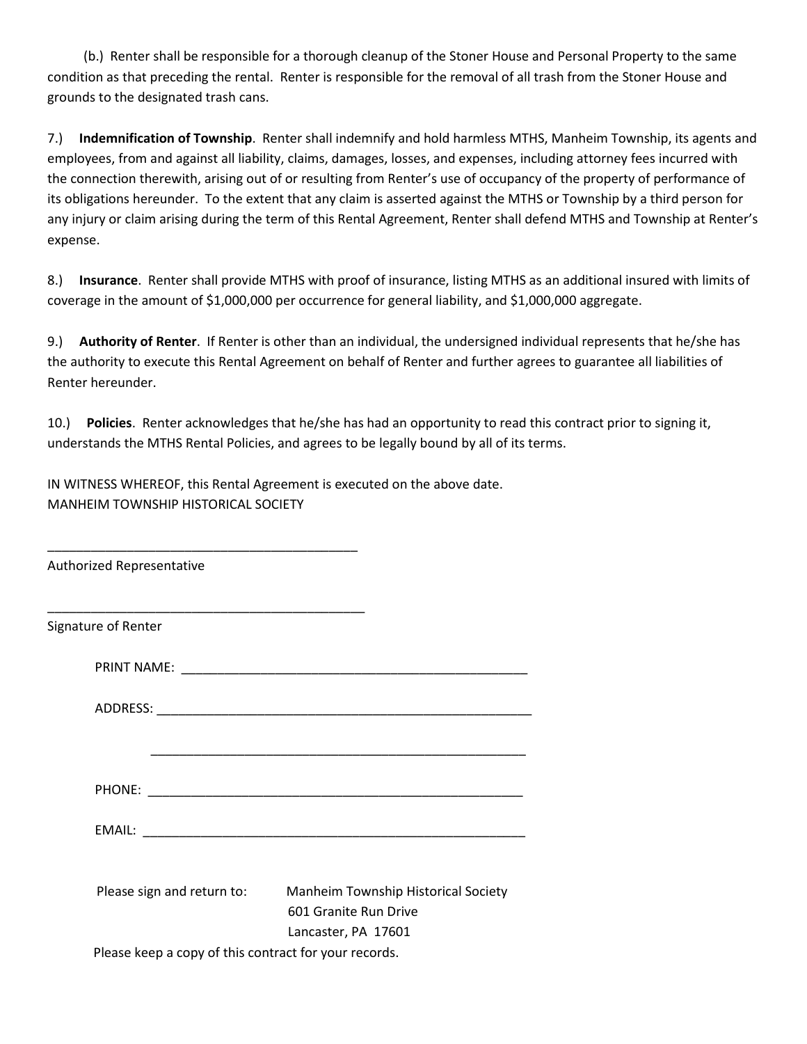(b.) Renter shall be responsible for a thorough cleanup of the Stoner House and Personal Property to the same condition as that preceding the rental. Renter is responsible for the removal of all trash from the Stoner House and grounds to the designated trash cans.

7.) **Indemnification of Township**. Renter shall indemnify and hold harmless MTHS, Manheim Township, its agents and employees, from and against all liability, claims, damages, losses, and expenses, including attorney fees incurred with the connection therewith, arising out of or resulting from Renter's use of occupancy of the property of performance of its obligations hereunder. To the extent that any claim is asserted against the MTHS or Township by a third person for any injury or claim arising during the term of this Rental Agreement, Renter shall defend MTHS and Township at Renter's expense.

8.) **Insurance**. Renter shall provide MTHS with proof of insurance, listing MTHS as an additional insured with limits of coverage in the amount of $1,000,000 per occurrence for general liability, and $1,000,000 aggregate.

9.) **Authority of Renter**. If Renter is other than an individual, the undersigned individual represents that he/she has the authority to execute this Rental Agreement on behalf of Renter and further agrees to guarantee all liabilities of Renter hereunder.

10.) **Policies**. Renter acknowledges that he/she has had an opportunity to read this contract prior to signing it, understands the MTHS Rental Policies, and agrees to be legally bound by all of its terms.

IN WITNESS WHEREOF, this Rental Agreement is executed on the above date.
MANHEIM TOWNSHIP HISTORICAL SOCIETY

_____________________________________________
Authorized Representative

_____________________________________________
Signature of Renter

PRINT NAME: _____________________________________________

ADDRESS: _____________________________________________

_____________________________________________

PHONE: _____________________________________________

EMAIL: _____________________________________________

Please sign and return to: Manheim Township Historical Society
601 Granite Run Drive
Lancaster, PA 17601

Please keep a copy of this contract for your records.